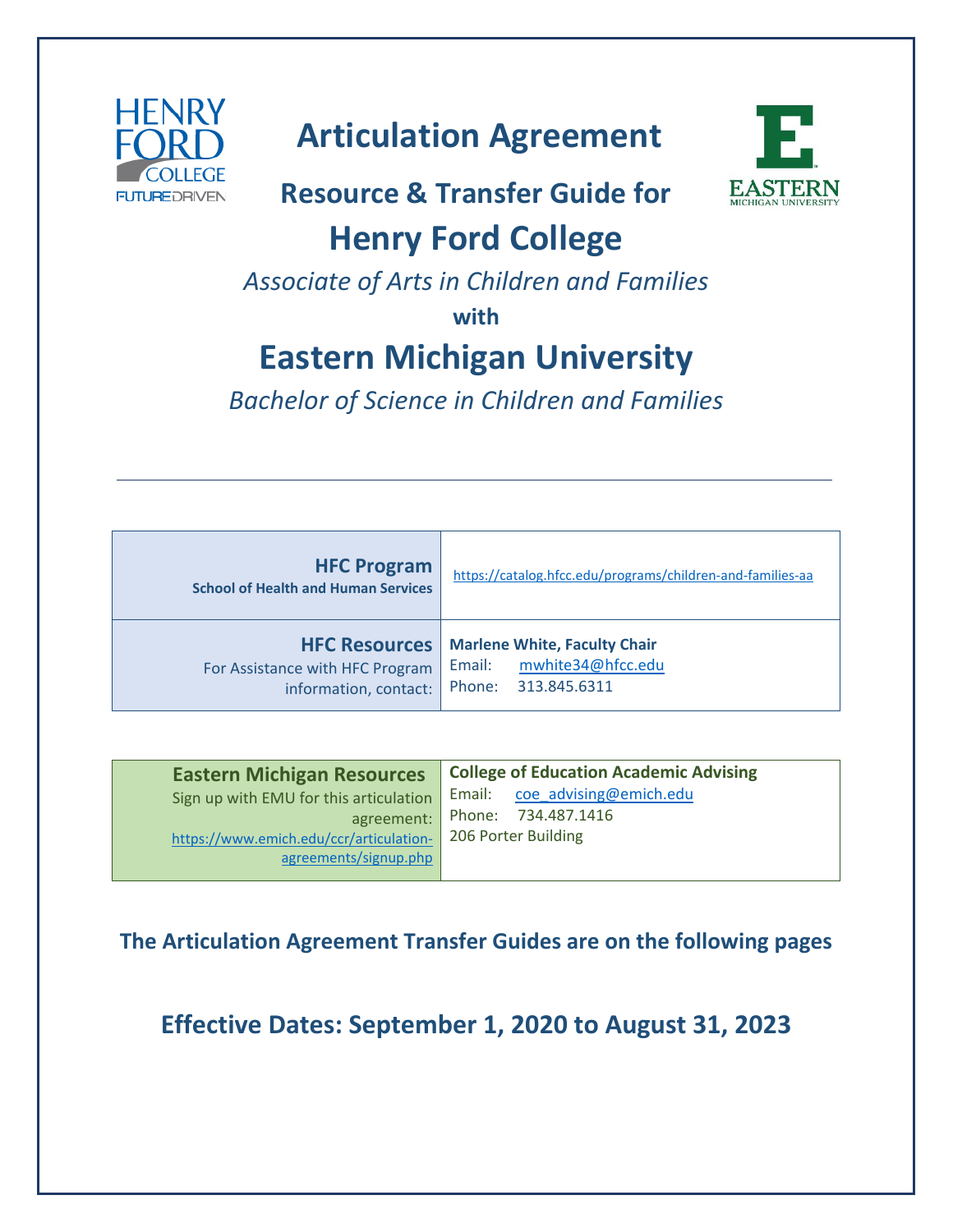# Articulation Agreement

## Resource & Transfer Guide for

# Henry Ford College

*Associate of Arts in Children and Families*

**with**

# Eastern Michigan University

*Bachelor of Science in Children and Families*

---

| | |
|---|---|
| **HFC Program**<br>**School of Health and Human Services** | https://catalog.hfcc.edu/programs/children-and-families-aa |
| **HFC Resources**<br>For Assistance with HFC Program information, contact: | **Marlene White, Faculty Chair**<br>Email: mwhite34@hfcc.edu<br>Phone: 313.845.6311 |

| | |
|---|---|
| **Eastern Michigan Resources**<br>Sign up with EMU for this articulation agreement:<br>https://www.emich.edu/ccr/articulation-agreements/signup.php | **College of Education Academic Advising**<br>Email: coe_advising@emich.edu<br>Phone: 734.487.1416<br>206 Porter Building |

**The Articulation Agreement Transfer Guides are on the following pages**

## Effective Dates: September 1, 2020 to August 31, 2023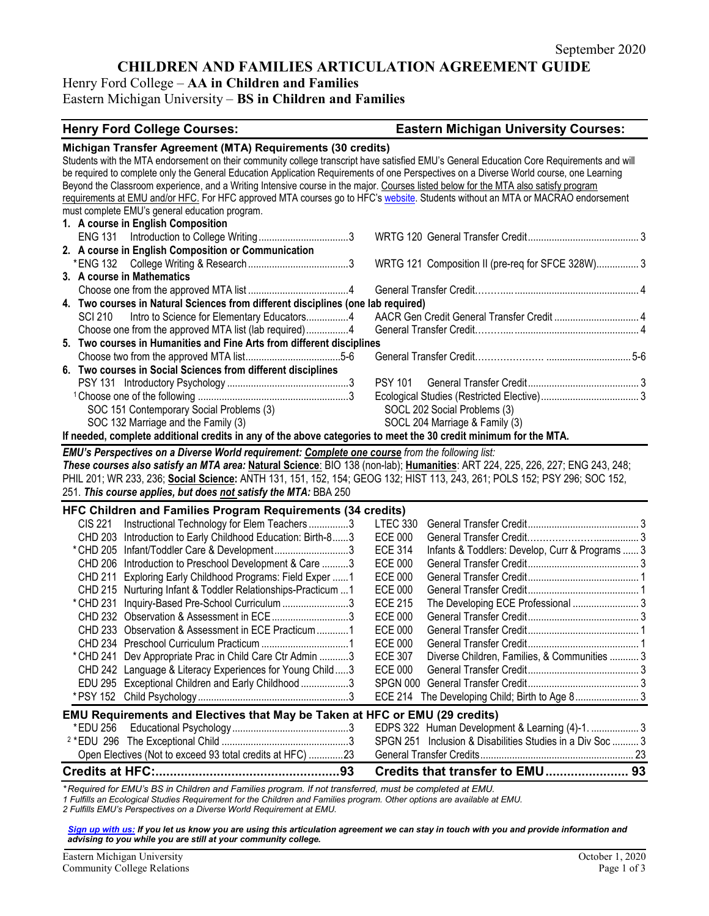September 2020

# CHILDREN AND FAMILIES ARTICULATION AGREEMENT GUIDE

Henry Ford College – **AA in Children and Families**
Eastern Michigan University – **BS in Children and Families**

| **Henry Ford College Courses:** | | | **Eastern Michigan University Courses:** | | |
|---|---|---|---|---|---|
| **Michigan Transfer Agreement (MTA) Requirements (30 credits)** | | | | | |
| **1. A course in English Composition** | | | | | |
| ENG 131 | Introduction to College Writing | 3 | WRTG 120 | General Transfer Credit | 3 |
| **2. A course in English Composition or Communication** | | | | | |
| *ENG 132 | College Writing & Research | 3 | WRTG 121 | Composition II (pre-req for SFCE 328W) | 3 |
| **3. A course in Mathematics** | | | | | |
| | Choose one from the approved MTA list | 4 | | General Transfer Credit | 4 |
| **4. Two courses in Natural Sciences from different disciplines (one lab required)** | | | | | |
| SCI 210 | Intro to Science for Elementary Educators | 4 | | AACR Gen Credit General Transfer Credit | 4 |
| | Choose one from the approved MTA list (lab required) | 4 | | General Transfer Credit | 4 |
| **5. Two courses in Humanities and Fine Arts from different disciplines** | | | | | |
| | Choose two from the approved MTA list | 5-6 | | General Transfer Credit | 5-6 |
| **6. Two courses in Social Sciences from different disciplines** | | | | | |
| PSY 131 | Introductory Psychology | 3 | PSY 101 | General Transfer Credit | 3 |
| | [1]Choose one of the following | 3 | | Ecological Studies (Restricted Elective) | 3 |
| | SOC 151 Contemporary Social Problems (3) | | | SOCL 202 Social Problems (3) | |
| | SOC 132 Marriage and the Family (3) | | | SOCL 204 Marriage & Family (3) | |

Students with the MTA endorsement on their community college transcript have satisfied EMU's General Education Core Requirements and will be required to complete only the General Education Application Requirements of one Perspectives on a Diverse World course, one Learning Beyond the Classroom experience, and a Writing Intensive course in the major. Courses listed below for the MTA also satisfy program requirements at EMU and/or HFC. For HFC approved MTA courses go to HFC's website. Students without an MTA or MACRAO endorsement must complete EMU's general education program.

**If needed, complete additional credits in any of the above categories to meet the 30 credit minimum for the MTA.**

***EMU's Perspectives on a Diverse World requirement: Complete one course** from the following list:*
***These courses also satisfy an MTA area:* Natural Science**: BIO 138 (non-lab); **Humanities**: ART 224, 225, 226, 227; ENG 243, 248; PHIL 201; WR 233, 236; **Social Science:** ANTH 131, 151, 152, 154; GEOG 132; HIST 113, 243, 261; POLS 152; PSY 296; SOC 152, 251. ***This course applies, but does not satisfy the MTA:*** BBA 250

| **HFC Children and Families Program Requirements (34 credits)** | | | | | |
|---|---|---|---|---|---|
| CIS 221 | Instructional Technology for Elem Teachers | 3 | LTEC 330 | General Transfer Credit | 3 |
| CHD 203 | Introduction to Early Childhood Education: Birth-8 | 3 | ECE 000 | General Transfer Credit | 3 |
| *CHD 205 | Infant/Toddler Care & Development | 3 | ECE 314 | Infants & Toddlers: Develop, Curr & Programs | 3 |
| CHD 206 | Introduction to Preschool Development & Care | 3 | ECE 000 | General Transfer Credit | 3 |
| CHD 211 | Exploring Early Childhood Programs: Field Exper | 1 | ECE 000 | General Transfer Credit | 1 |
| CHD 215 | Nurturing Infant & Toddler Relationships-Practicum | 1 | ECE 000 | General Transfer Credit | 1 |
| *CHD 231 | Inquiry-Based Pre-School Curriculum | 3 | ECE 215 | The Developing ECE Professional | 3 |
| CHD 232 | Observation & Assessment in ECE | 3 | ECE 000 | General Transfer Credit | 3 |
| CHD 233 | Observation & Assessment in ECE Practicum | 1 | ECE 000 | General Transfer Credit | 1 |
| CHD 234 | Preschool Curriculum Practicum | 1 | ECE 000 | General Transfer Credit | 1 |
| *CHD 241 | Dev Appropriate Prac in Child Care Ctr Admin | 3 | ECE 307 | Diverse Children, Families, & Communities | 3 |
| CHD 242 | Language & Literacy Experiences for Young Child | 3 | ECE 000 | General Transfer Credit | 3 |
| EDU 295 | Exceptional Children and Early Childhood | 3 | SPGN 000 | General Transfer Credit | 3 |
| *PSY 152 | Child Psychology | 3 | ECE 214 | The Developing Child; Birth to Age 8 | 3 |
| **EMU Requirements and Electives that May be Taken at HFC or EMU (29 credits)** | | | | | |
| *EDU 256 | Educational Psychology | 3 | EDPS 322 | Human Development & Learning (4)-1. | 3 |
| [2]*EDU 296 | The Exceptional Child | 3 | SPGN 251 | Inclusion & Disabilities Studies in a Div Soc | 3 |
| | Open Electives (Not to exceed 93 total credits at HFC) | 23 | | General Transfer Credits | 23 |
| **Credits at HFC:** | | **93** | **Credits that transfer to EMU** | | **93** |

*\*Required for EMU's BS in Children and Families program. If not transferred, must be completed at EMU.*
*1 Fulfills an Ecological Studies Requirement for the Children and Families program. Other options are available at EMU.*
*2 Fulfills EMU's Perspectives on a Diverse World Requirement at EMU.*

***Sign up with us:** If you let us know you are using this articulation agreement we can stay in touch with you and provide information and advising to you while you are still at your community college.*

Eastern Michigan University
Community College Relations

October 1, 2020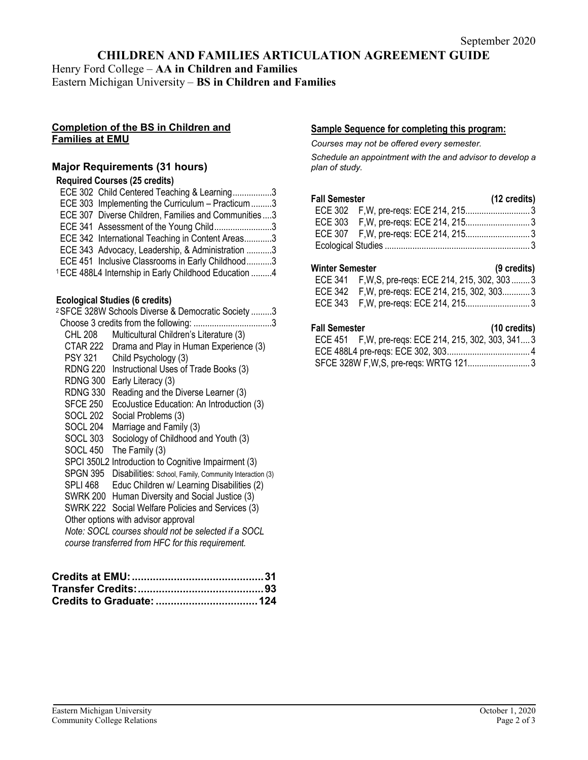September 2020

# CHILDREN AND FAMILIES ARTICULATION AGREEMENT GUIDE

Henry Ford College – **AA in Children and Families**
Eastern Michigan University – **BS in Children and Families**

## Completion of the BS in Children and Families at EMU

### Major Requirements (31 hours)

**Required Courses (25 credits)**

- ECE 302 Child Centered Teaching & Learning.................3
- ECE 303 Implementing the Curriculum – Practicum.........3
- ECE 307 Diverse Children, Families and Communities....3
- ECE 341 Assessment of the Young Child.........................3
- ECE 342 International Teaching in Content Areas............3
- ECE 343 Advocacy, Leadership, & Administration ...........3
- ECE 451 Inclusive Classrooms in Early Childhood...........3
- [1] ECE 488L4 Internship in Early Childhood Education .........4

**Ecological Studies (6 credits)**

- [2] SFCE 328W Schools Diverse & Democratic Society .........3
- Choose 3 credits from the following: .................................3
  - CHL 208 Multicultural Children's Literature (3)
  - CTAR 222 Drama and Play in Human Experience (3)
  - PSY 321 Child Psychology (3)
  - RDNG 220 Instructional Uses of Trade Books (3)
  - RDNG 300 Early Literacy (3)
  - RDNG 330 Reading and the Diverse Learner (3)
  - SFCE 250 EcoJustice Education: An Introduction (3)
  - SOCL 202 Social Problems (3)
  - SOCL 204 Marriage and Family (3)
  - SOCL 303 Sociology of Childhood and Youth (3)
  - SOCL 450 The Family (3)
  - SPCI 350L2 Introduction to Cognitive Impairment (3)
  - SPGN 395 Disabilities: School, Family, Community Interaction (3)
  - SPLI 468 Educ Children w/ Learning Disabilities (2)
  - SWRK 200 Human Diversity and Social Justice (3)
  - SWRK 222 Social Welfare Policies and Services (3)
  - Other options with advisor approval

*Note: SOCL courses should not be selected if a SOCL course transferred from HFC for this requirement.*

**Credits at EMU:...........................................31**
**Transfer Credits:.........................................93**
**Credits to Graduate: .................................124**

## Sample Sequence for completing this program:

*Courses may not be offered every semester.*

*Schedule an appointment with the and advisor to develop a plan of study.*

**Fall Semester (12 credits)**

- ECE 302 F,W, pre-reqs: ECE 214, 215............................3
- ECE 303 F,W, pre-reqs: ECE 214, 215............................3
- ECE 307 F,W, pre-reqs: ECE 214, 215............................3
- Ecological Studies ..............................................................3

**Winter Semester (9 credits)**

- ECE 341 F,W,S, pre-reqs: ECE 214, 215, 302, 303........3
- ECE 342 F,W, pre-reqs: ECE 214, 215, 302, 303............3
- ECE 343 F,W, pre-reqs: ECE 214, 215............................3

**Fall Semester (10 credits)**

- ECE 451 F,W, pre-reqs: ECE 214, 215, 302, 303, 341....3
- ECE 488L4 pre-reqs: ECE 302, 303...................................4
- SFCE 328W F,W,S, pre-reqs: WRTG 121...........................3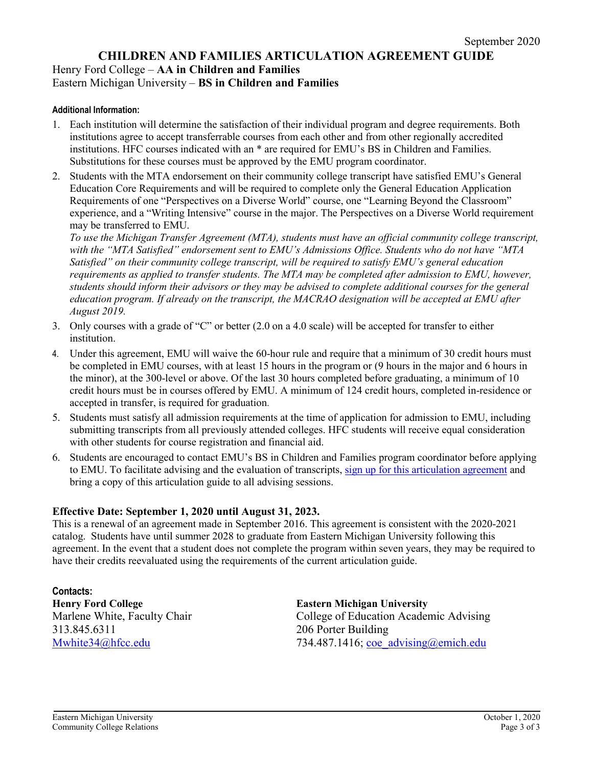September 2020

# CHILDREN AND FAMILIES ARTICULATION AGREEMENT GUIDE

Henry Ford College – **AA in Children and Families**
Eastern Michigan University – **BS in Children and Families**

**Additional Information:**

1. Each institution will determine the satisfaction of their individual program and degree requirements. Both institutions agree to accept transferrable courses from each other and from other regionally accredited institutions. HFC courses indicated with an * are required for EMU's BS in Children and Families. Substitutions for these courses must be approved by the EMU program coordinator.
2. Students with the MTA endorsement on their community college transcript have satisfied EMU's General Education Core Requirements and will be required to complete only the General Education Application Requirements of one "Perspectives on a Diverse World" course, one "Learning Beyond the Classroom" experience, and a "Writing Intensive" course in the major. The Perspectives on a Diverse World requirement may be transferred to EMU.
*To use the Michigan Transfer Agreement (MTA), students must have an official community college transcript, with the "MTA Satisfied" endorsement sent to EMU's Admissions Office. Students who do not have "MTA Satisfied" on their community college transcript, will be required to satisfy EMU's general education requirements as applied to transfer students. The MTA may be completed after admission to EMU, however, students should inform their advisors or they may be advised to complete additional courses for the general education program. If already on the transcript, the MACRAO designation will be accepted at EMU after August 2019.*
3. Only courses with a grade of "C" or better (2.0 on a 4.0 scale) will be accepted for transfer to either institution.
4. Under this agreement, EMU will waive the 60-hour rule and require that a minimum of 30 credit hours must be completed in EMU courses, with at least 15 hours in the program or (9 hours in the major and 6 hours in the minor), at the 300-level or above. Of the last 30 hours completed before graduating, a minimum of 10 credit hours must be in courses offered by EMU. A minimum of 124 credit hours, completed in-residence or accepted in transfer, is required for graduation.
5. Students must satisfy all admission requirements at the time of application for admission to EMU, including submitting transcripts from all previously attended colleges. HFC students will receive equal consideration with other students for course registration and financial aid.
6. Students are encouraged to contact EMU's BS in Children and Families program coordinator before applying to EMU. To facilitate advising and the evaluation of transcripts, sign up for this articulation agreement and bring a copy of this articulation guide to all advising sessions.

**Effective Date: September 1, 2020 until August 31, 2023.**
This is a renewal of an agreement made in September 2016. This agreement is consistent with the 2020-2021 catalog. Students have until summer 2028 to graduate from Eastern Michigan University following this agreement. In the event that a student does not complete the program within seven years, they may be required to have their credits reevaluated using the requirements of the current articulation guide.

**Contacts:**

**Henry Ford College**
Marlene White, Faculty Chair
313.845.6311
Mwhite34@hfcc.edu

**Eastern Michigan University**
College of Education Academic Advising
206 Porter Building
734.487.1416; coe_advising@emich.edu